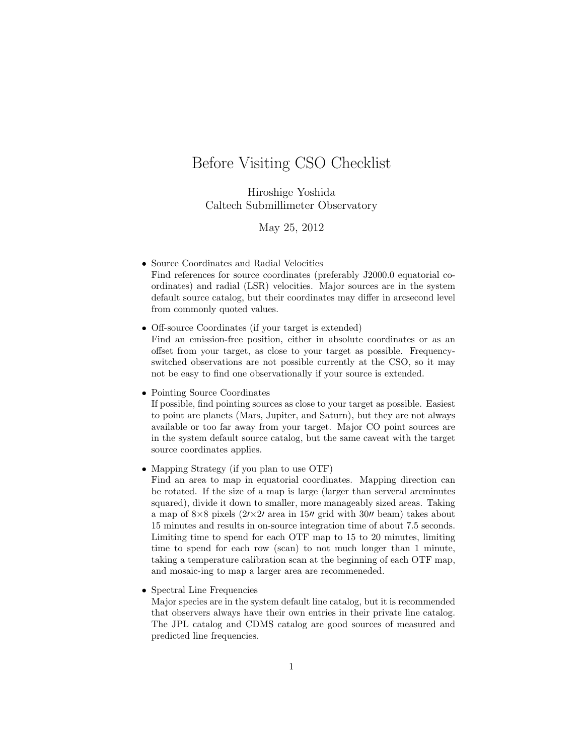# Before Visiting CSO Checklist

Hiroshige Yoshida
Caltech Submillimeter Observatory

May 25, 2012

- Source Coordinates and Radial Velocities
  Find references for source coordinates (preferably J2000.0 equatorial coordinates) and radial (LSR) velocities. Major sources are in the system default source catalog, but their coordinates may differ in arcsecond level from commonly quoted values.

- Off-source Coordinates (if your target is extended)
  Find an emission-free position, either in absolute coordinates or as an offset from your target, as close to your target as possible. Frequency-switched observations are not possible currently at the CSO, so it may not be easy to find one observationally if your source is extended.

- Pointing Source Coordinates
  If possible, find pointing sources as close to your target as possible. Easiest to point are planets (Mars, Jupiter, and Saturn), but they are not always available or too far away from your target. Major CO point sources are in the system default source catalog, but the same caveat with the target source coordinates applies.

- Mapping Strategy (if you plan to use OTF)
  Find an area to map in equatorial coordinates. Mapping direction can be rotated. If the size of a map is large (larger than serveral arcminutes squared), divide it down to smaller, more manageably sized areas. Taking a map of $8 \times 8$ pixels ($2' \times 2'$ area in $15''$ grid with $30''$ beam) takes about 15 minutes and results in on-source integration time of about 7.5 seconds. Limiting time to spend for each OTF map to 15 to 20 minutes, limiting time to spend for each row (scan) to not much longer than 1 minute, taking a temperature calibration scan at the beginning of each OTF map, and mosaic-ing to map a larger area are recommeneded.

- Spectral Line Frequencies
  Major species are in the system default line catalog, but it is recommended that observers always have their own entries in their private line catalog. The JPL catalog and CDMS catalog are good sources of measured and predicted line frequencies.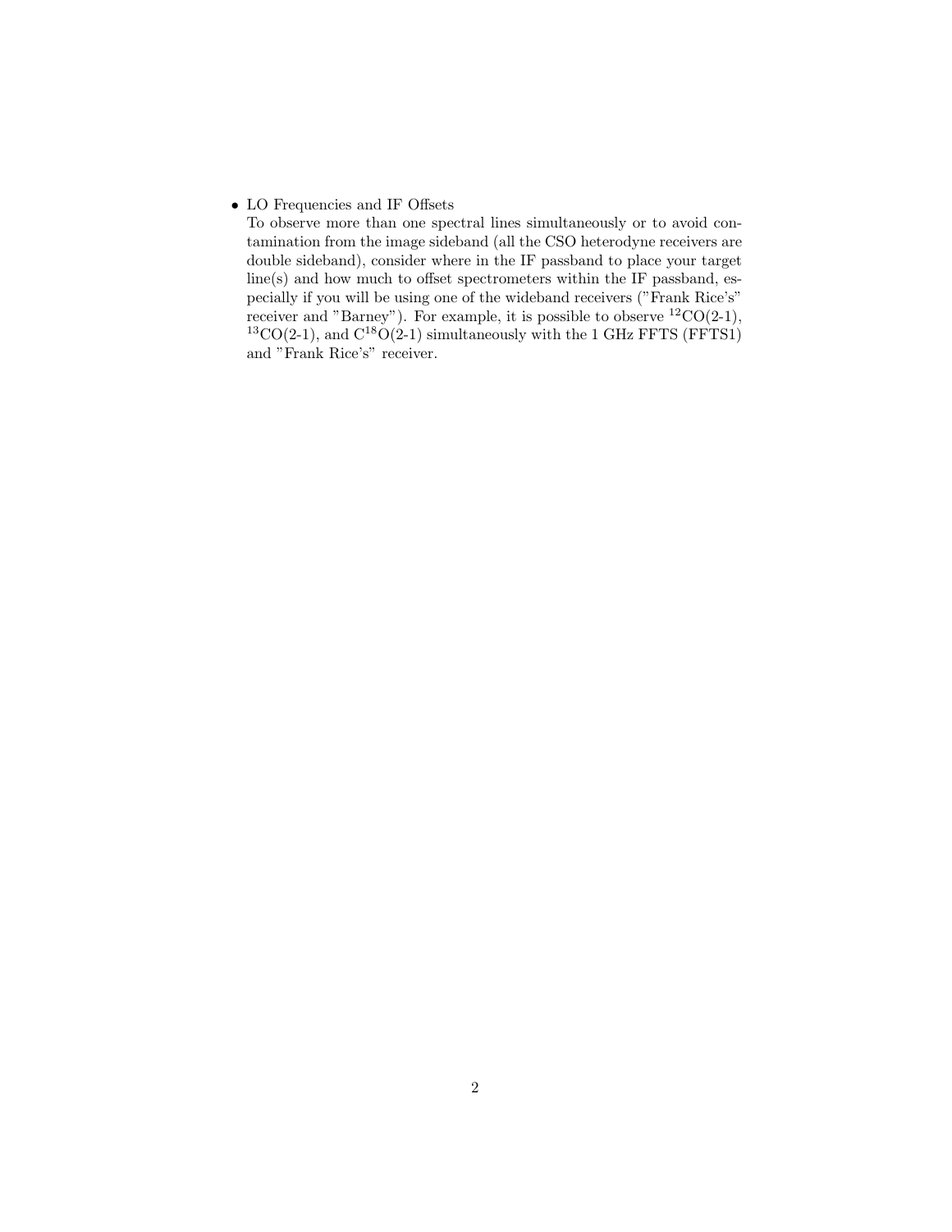- LO Frequencies and IF Offsets

  To observe more than one spectral lines simultaneously or to avoid contamination from the image sideband (all the CSO heterodyne receivers are double sideband), consider where in the IF passband to place your target line(s) and how much to offset spectrometers within the IF passband, especially if you will be using one of the wideband receivers ("Frank Rice's" receiver and "Barney"). For example, it is possible to observe $^{12}CO$(2-1), $^{13}CO$(2-1), and $C^{18}O$(2-1) simultaneously with the 1 GHz FFTS (FFTS1) and "Frank Rice's" receiver.